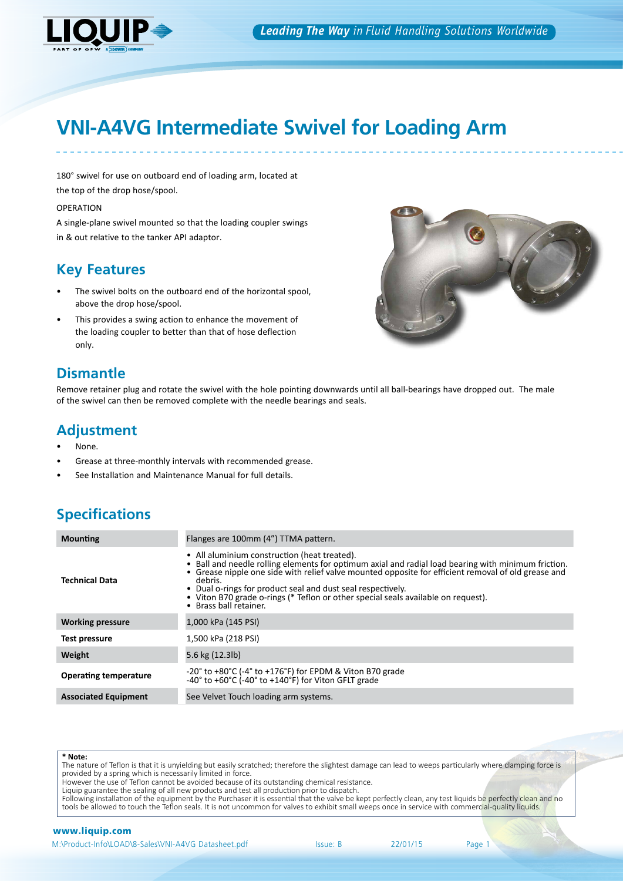# VNI-A4VG Intermediate Swivel for Loading Arm

180° swivel for use on outboard end of loading arm, located at the top of the drop hose/spool.

OPERATION

A single-plane swivel mounted so that the loading coupler swings in & out relative to the tanker API adaptor.

## Key Features

- The swivel bolts on the outboard end of the horizontal spool, above the drop hose/spool.
- This provides a swing action to enhance the movement of the loading coupler to better than that of hose deflection only.

## Dismantle

Remove retainer plug and rotate the swivel with the hole pointing downwards until all ball-bearings have dropped out. The male of the swivel can then be removed complete with the needle bearings and seals.

## Adjustment

- None.
- Grease at three-monthly intervals with recommended grease.
- See Installation and Maintenance Manual for full details.

## Specifications

| | |
|---|---|
| **Mounting** | Flanges are 100mm (4") TTMA pattern. |
| **Technical Data** | • All aluminium construction (heat treated).<br>• Ball and needle rolling elements for optimum axial and radial load bearing with minimum friction.<br>• Grease nipple one side with relief valve mounted opposite for efficient removal of old grease and debris.<br>• Dual o-rings for product seal and dust seal respectively.<br>• Viton B70 grade o-rings (* Teflon or other special seals available on request).<br>• Brass ball retainer. |
| **Working pressure** | 1,000 kPa (145 PSI) |
| **Test pressure** | 1,500 kPa (218 PSI) |
| **Weight** | 5.6 kg (12.3lb) |
| **Operating temperature** | -20° to +80°C (-4° to +176°F) for EPDM & Viton B70 grade<br>-40° to +60°C (-40° to +140°F) for Viton GFLT grade |
| **Associated Equipment** | See Velvet Touch loading arm systems. |

**\* Note:**
The nature of Teflon is that it is unyielding but easily scratched; therefore the slightest damage can lead to weeps particularly where clamping force is provided by a spring which is necessarily limited in force.
However the use of Teflon cannot be avoided because of its outstanding chemical resistance.
Liquip guarantee the sealing of all new products and test all production prior to dispatch.
Following installation of the equipment by the Purchaser it is essential that the valve be kept perfectly clean, any test liquids be perfectly clean and no tools be allowed to touch the Teflon seals. It is not uncommon for valves to exhibit small weeps once in service with commercial-quality liquids.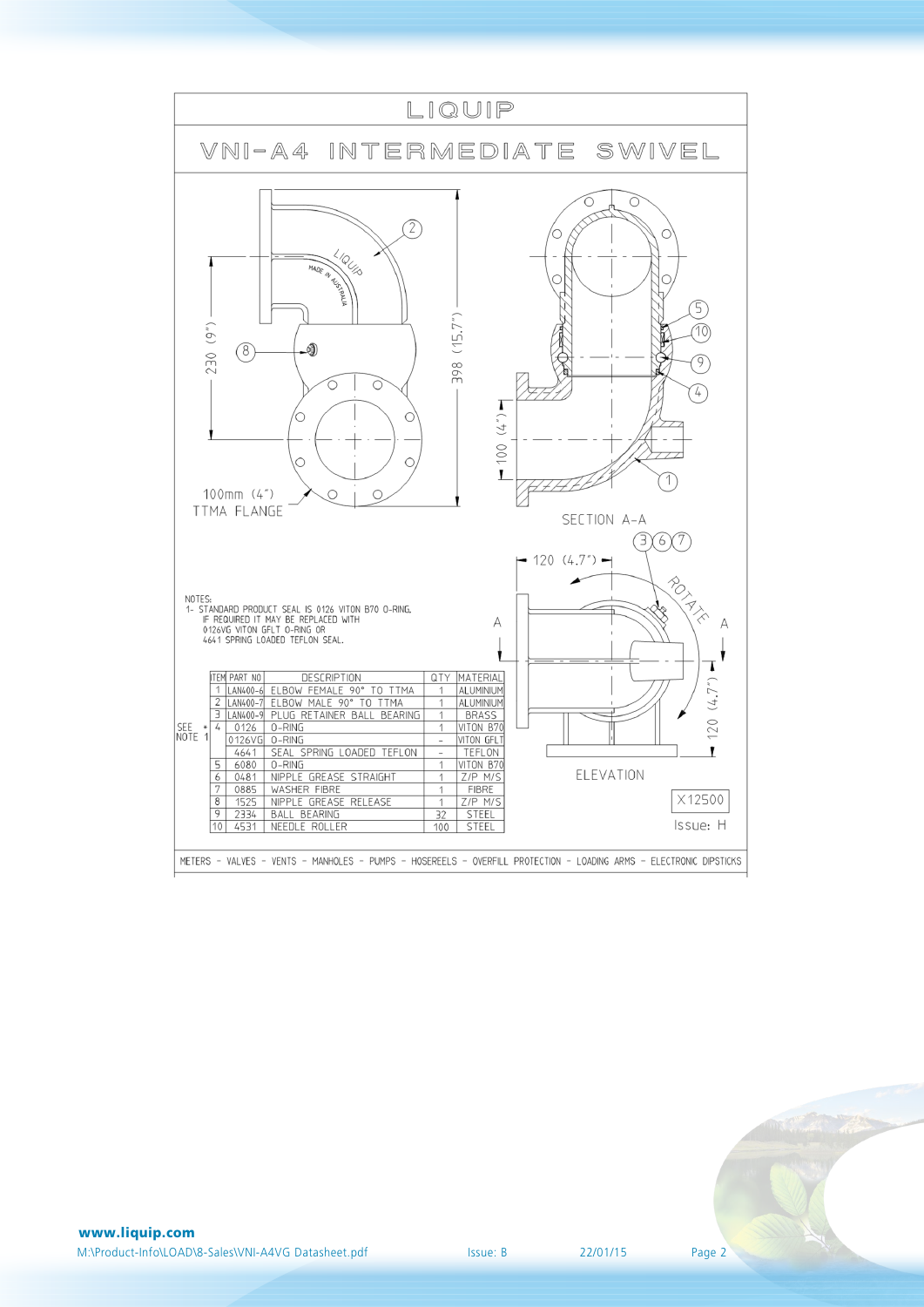# LIQUIP

## VNI-A4 INTERMEDIATE SWIVEL

100mm (4") TTMA FLANGE

230 (9")

398 (15.7")

100 (4")

SECTION A-A

120 (4.7")

ROTATE

120 (4.7")

ELEVATION

NOTES:
1- STANDARD PRODUCT SEAL IS 0126 VITON B70 O-RING.
IF REQUIRED IT MAY BE REPLACED WITH
0126VG VITON GFLT O-RING OR
4641 SPRING LOADED TEFLON SEAL.

| ITEM | PART NO | DESCRIPTION | QTY | MATERIAL |
|---|---|---|---|---|
| 1 | LAN400-6 | ELBOW FEMALE 90° TO TTMA | 1 | ALUMINIUM |
| 2 | LAN400-7 | ELBOW MALE 90° TO TTMA | 1 | ALUMINIUM |
| 3 | LAN400-9 | PLUG RETAINER BALL BEARING | 1 | BRASS |
| 4 (SEE NOTE 1 *) | 0126 | O-RING | 1 | VITON B70 |
| | 0126VG | O-RING | - | VITON GFLT |
| | 4641 | SEAL SPRING LOADED TEFLON | - | TEFLON |
| 5 | 6080 | O-RING | 1 | VITON B70 |
| 6 | 0481 | NIPPLE GREASE STRAIGHT | 1 | Z/P M/S |
| 7 | 0885 | WASHER FIBRE | 1 | FIBRE |
| 8 | 1525 | NIPPLE GREASE RELEASE | 1 | Z/P M/S |
| 9 | 2334 | BALL BEARING | 32 | STEEL |
| 10 | 4531 | NEEDLE ROLLER | 100 | STEEL |

X12500

Issue: H

METERS - VALVES - VENTS - MANHOLES - PUMPS - HOSEREELS - OVERFILL PROTECTION - LOADING ARMS - ELECTRONIC DIPSTICKS